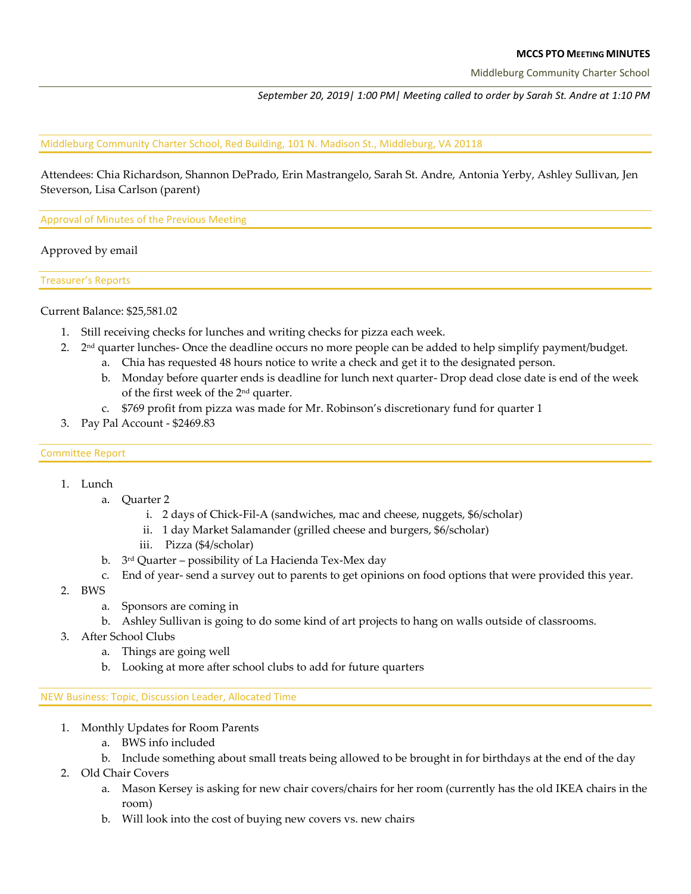# MCCS PTO MEETING MINUTES

Middleburg Community Charter School

*September 20, 2019| 1:00 PM| Meeting called to order by Sarah St. Andre at 1:10 PM*

## Middleburg Community Charter School, Red Building, 101 N. Madison St., Middleburg, VA 20118

Attendees: Chia Richardson, Shannon DePrado, Erin Mastrangelo, Sarah St. Andre, Antonia Yerby, Ashley Sullivan, Jen Steverson, Lisa Carlson (parent)

## Approval of Minutes of the Previous Meeting

Approved by email

## Treasurer's Reports

Current Balance: $25,581.02

1. Still receiving checks for lunches and writing checks for pizza each week.
2. 2nd quarter lunches- Once the deadline occurs no more people can be added to help simplify payment/budget.
   a. Chia has requested 48 hours notice to write a check and get it to the designated person.
   b. Monday before quarter ends is deadline for lunch next quarter- Drop dead close date is end of the week of the first week of the 2nd quarter.
   c. $769 profit from pizza was made for Mr. Robinson's discretionary fund for quarter 1
3. Pay Pal Account - $2469.83

## Committee Report

1. Lunch
   a. Quarter 2
      i. 2 days of Chick-Fil-A (sandwiches, mac and cheese, nuggets, $6/scholar)
      ii. 1 day Market Salamander (grilled cheese and burgers, $6/scholar)
      iii. Pizza ($4/scholar)
   b. 3rd Quarter – possibility of La Hacienda Tex-Mex day
   c. End of year- send a survey out to parents to get opinions on food options that were provided this year.
2. BWS
   a. Sponsors are coming in
   b. Ashley Sullivan is going to do some kind of art projects to hang on walls outside of classrooms.
3. After School Clubs
   a. Things are going well
   b. Looking at more after school clubs to add for future quarters

## NEW Business: Topic, Discussion Leader, Allocated Time

1. Monthly Updates for Room Parents
   a. BWS info included
   b. Include something about small treats being allowed to be brought in for birthdays at the end of the day
2. Old Chair Covers
   a. Mason Kersey is asking for new chair covers/chairs for her room (currently has the old IKEA chairs in the room)
   b. Will look into the cost of buying new covers vs. new chairs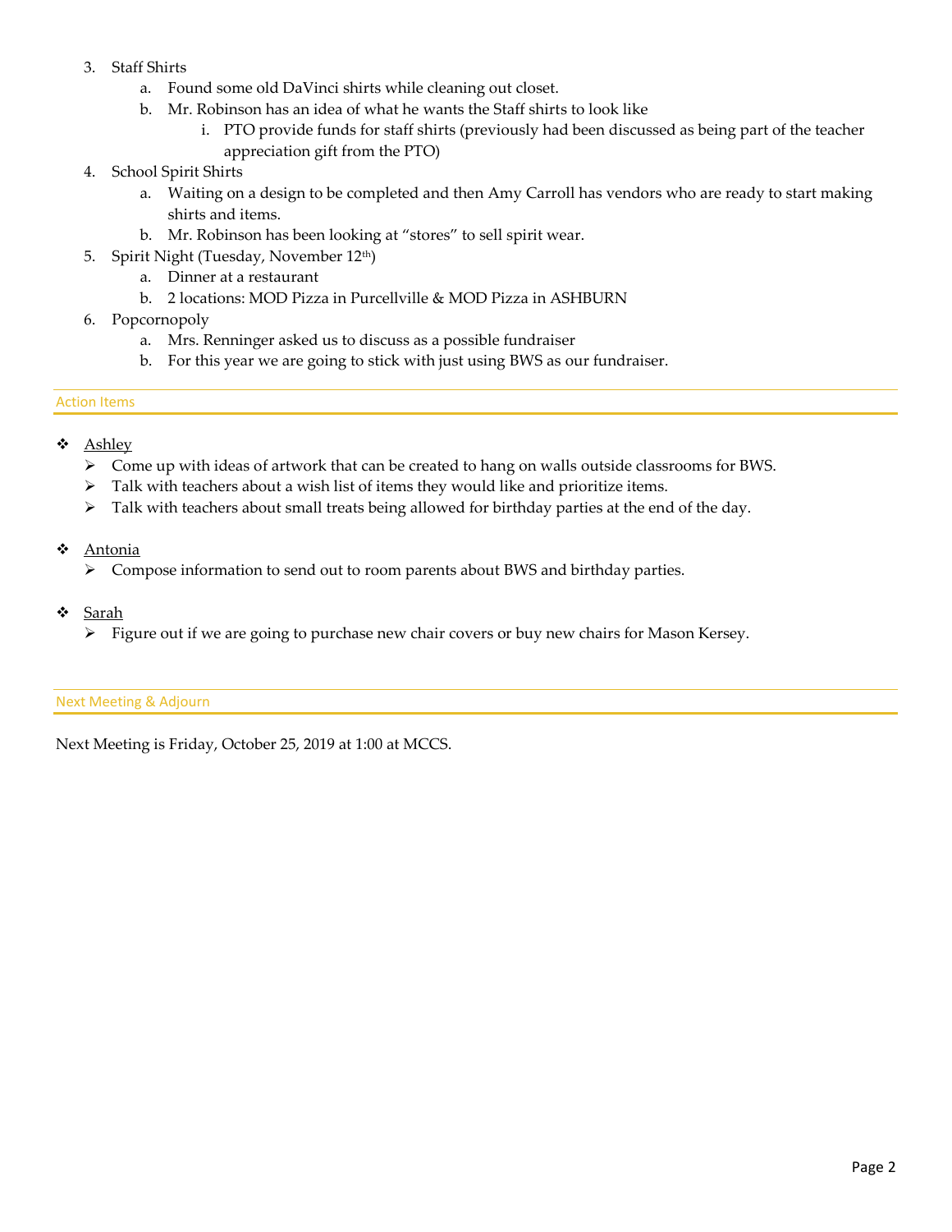3. Staff Shirts
    a. Found some old DaVinci shirts while cleaning out closet.
    b. Mr. Robinson has an idea of what he wants the Staff shirts to look like
        i. PTO provide funds for staff shirts (previously had been discussed as being part of the teacher appreciation gift from the PTO)
4. School Spirit Shirts
    a. Waiting on a design to be completed and then Amy Carroll has vendors who are ready to start making shirts and items.
    b. Mr. Robinson has been looking at "stores" to sell spirit wear.
5. Spirit Night (Tuesday, November 12th)
    a. Dinner at a restaurant
    b. 2 locations: MOD Pizza in Purcellville & MOD Pizza in ASHBURN
6. Popcornopoly
    a. Mrs. Renninger asked us to discuss as a possible fundraiser
    b. For this year we are going to stick with just using BWS as our fundraiser.

## Action Items

- Ashley
    - Come up with ideas of artwork that can be created to hang on walls outside classrooms for BWS.
    - Talk with teachers about a wish list of items they would like and prioritize items.
    - Talk with teachers about small treats being allowed for birthday parties at the end of the day.

- Antonia
    - Compose information to send out to room parents about BWS and birthday parties.

- Sarah
    - Figure out if we are going to purchase new chair covers or buy new chairs for Mason Kersey.

## Next Meeting & Adjourn

Next Meeting is Friday, October 25, 2019 at 1:00 at MCCS.